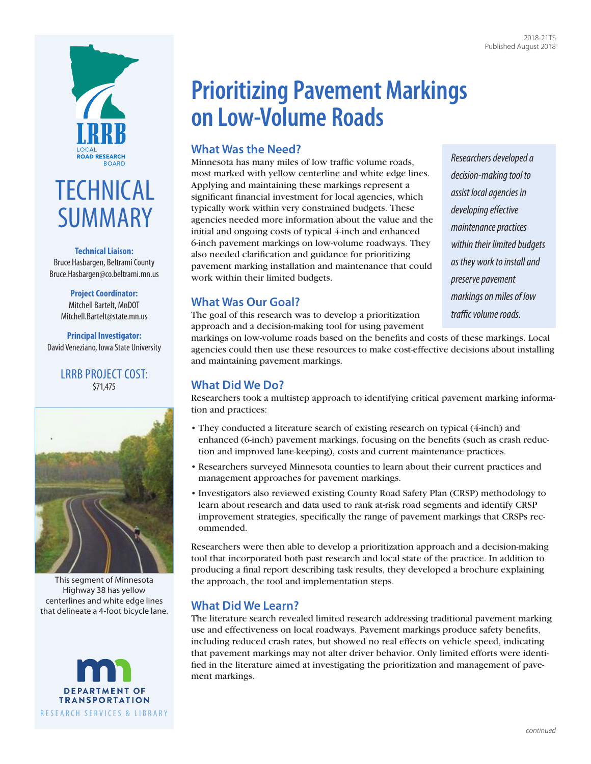2018-21TS
Published August 2018

LRRB
LOCAL ROAD RESEARCH BOARD

# TECHNICAL SUMMARY

**Technical Liaison:**
Bruce Hasbargen, Beltrami County
Bruce.Hasbargen@co.beltrami.mn.us

**Project Coordinator:**
Mitchell Bartelt, MnDOT
Mitchell.Bartelt@state.mn.us

**Principal Investigator:**
David Veneziano, Iowa State University

LRRB PROJECT COST:
$71,475

This segment of Minnesota Highway 38 has yellow centerlines and white edge lines that delineate a 4-foot bicycle lane.

DEPARTMENT OF TRANSPORTATION
RESEARCH SERVICES & LIBRARY

# Prioritizing Pavement Markings on Low-Volume Roads

*Researchers developed a decision-making tool to assist local agencies in developing effective maintenance practices within their limited budgets as they work to install and preserve pavement markings on miles of low traffic volume roads.*

## What Was the Need?

Minnesota has many miles of low traffic volume roads, most marked with yellow centerline and white edge lines. Applying and maintaining these markings represent a significant financial investment for local agencies, which typically work within very constrained budgets. These agencies needed more information about the value and the initial and ongoing costs of typical 4-inch and enhanced 6-inch pavement markings on low-volume roadways. They also needed clarification and guidance for prioritizing pavement marking installation and maintenance that could work within their limited budgets.

## What Was Our Goal?

The goal of this research was to develop a prioritization approach and a decision-making tool for using pavement markings on low-volume roads based on the benefits and costs of these markings. Local agencies could then use these resources to make cost-effective decisions about installing and maintaining pavement markings.

## What Did We Do?

Researchers took a multistep approach to identifying critical pavement marking information and practices:

- They conducted a literature search of existing research on typical (4-inch) and enhanced (6-inch) pavement markings, focusing on the benefits (such as crash reduction and improved lane-keeping), costs and current maintenance practices.
- Researchers surveyed Minnesota counties to learn about their current practices and management approaches for pavement markings.
- Investigators also reviewed existing County Road Safety Plan (CRSP) methodology to learn about research and data used to rank at-risk road segments and identify CRSP improvement strategies, specifically the range of pavement markings that CRSPs recommended.

Researchers were then able to develop a prioritization approach and a decision-making tool that incorporated both past research and local state of the practice. In addition to producing a final report describing task results, they developed a brochure explaining the approach, the tool and implementation steps.

## What Did We Learn?

The literature search revealed limited research addressing traditional pavement marking use and effectiveness on local roadways. Pavement markings produce safety benefits, including reduced crash rates, but showed no real effects on vehicle speed, indicating that pavement markings may not alter driver behavior. Only limited efforts were identified in the literature aimed at investigating the prioritization and management of pavement markings.

*continued*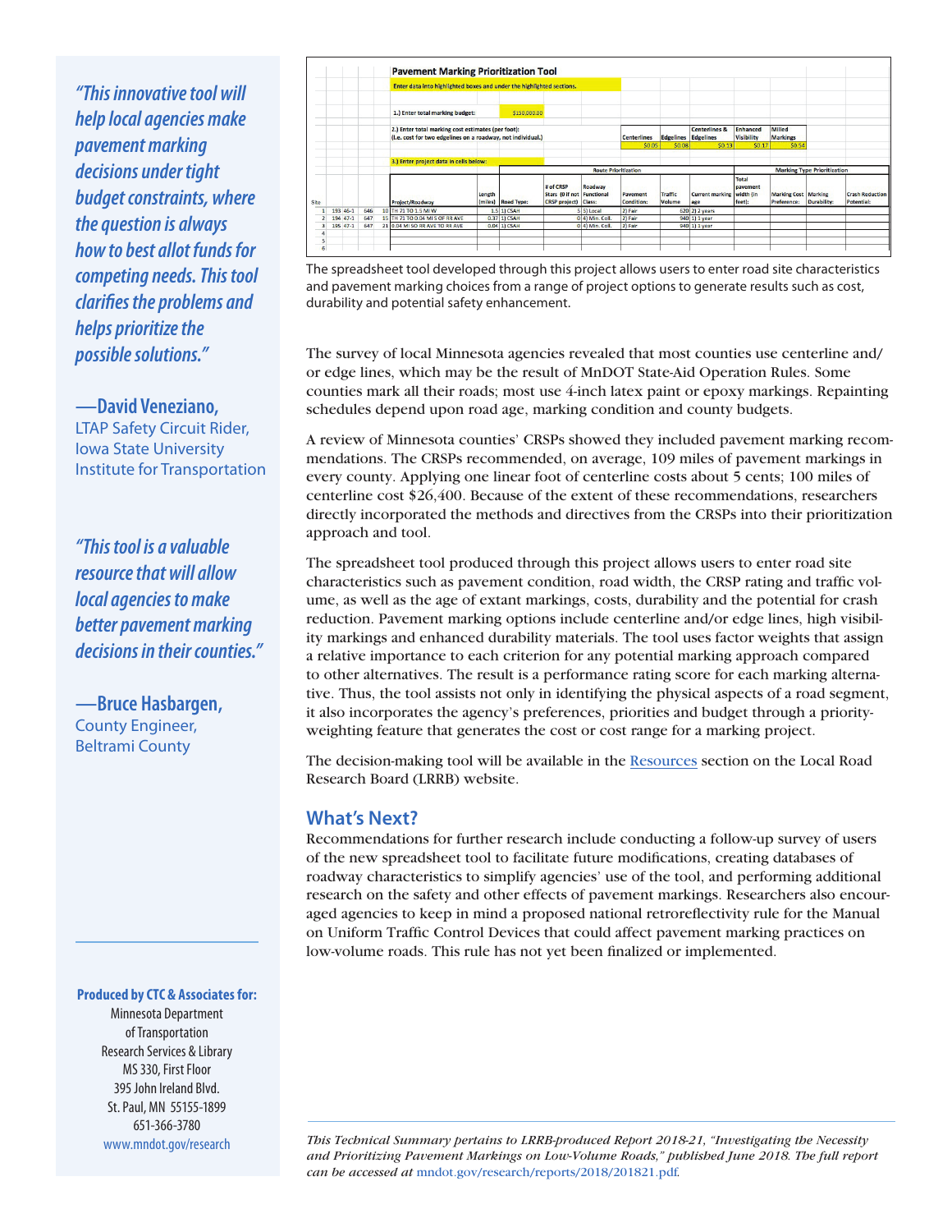*"This innovative tool will help local agencies make pavement marking decisions under tight budget constraints, where the question is always how to best allot funds for competing needs. This tool clarifies the problems and helps prioritize the possible solutions."*

**—David Veneziano,**
LTAP Safety Circuit Rider, Iowa State University Institute for Transportation

*"This tool is a valuable resource that will allow local agencies to make better pavement marking decisions in their counties."*

**—Bruce Hasbargen,**
County Engineer, Beltrami County

**Pavement Marking Prioritization Tool**

Enter data into highlighted boxes and under the highlighted sections.

1.) Enter total marking budget: $150,000.00

2.) Enter total marking cost estimates (per foot):
(I.e. cost for two edgelines on a roadway, not individual.)

| Centerlines | Edgelines | Centerlines & Edgelines | Enhanced Visibility | Milled Markings |
|---|---|---|---|---|
| $0.05 | $0.08 | $0.13 | $0.17 | $0.54 |

3.) Enter project data in cells below:

| Site | | | | | Project/Roadway | Length (miles) | Road Type: | # of CRSP Stars (0 if not CRSP project) | Roadway Functional Class: | Pavement Condition: | Traffic Volume | Current marking age | Total pavement width (in feet): | Marking Cost Preference: | Marking Durability: | Crash Reduction Potential: |
|---|---|---|---|---|---|---|---|---|---|---|---|---|---|---|---|---|
| | | | | | | Route Prioritization | | | | | | | Marking Type Prioritization | | | |
| 1 | 193 | 46-1 | 646 | 10 | TH 21 TO 1.5 MI W | 1.5 | 1) CSAH | 5 | 5) Local | 2) Fair | 620 | 2) 2 years | | | | |
| 2 | 194 | 47-1 | 647 | 15 | TH 21 TO 0.04 MI S OF RR AVE | 0.37 | 1) CSAH | 0 | 4) Min. Coll. | 2) Fair | 940 | 1) 1 year | | | | |
| 3 | 195 | 47-1 | 647 | 21 | 0.04 MI SO RR AVE TO RR AVE | 0.04 | 1) CSAH | 0 | 4) Min. Coll. | 2) Fair | 940 | 1) 1 year | | | | |
| 4 | | | | | | | | | | | | | | | | |
| 5 | | | | | | | | | | | | | | | | |
| 6 | | | | | | | | | | | | | | | | |

The spreadsheet tool developed through this project allows users to enter road site characteristics and pavement marking choices from a range of project options to generate results such as cost, durability and potential safety enhancement.

The survey of local Minnesota agencies revealed that most counties use centerline and/or edge lines, which may be the result of MnDOT State-Aid Operation Rules. Some counties mark all their roads; most use 4-inch latex paint or epoxy markings. Repainting schedules depend upon road age, marking condition and county budgets.

A review of Minnesota counties' CRSPs showed they included pavement marking recommendations. The CRSPs recommended, on average, 109 miles of pavement markings in every county. Applying one linear foot of centerline costs about 5 cents; 100 miles of centerline cost $26,400. Because of the extent of these recommendations, researchers directly incorporated the methods and directives from the CRSPs into their prioritization approach and tool.

The spreadsheet tool produced through this project allows users to enter road site characteristics such as pavement condition, road width, the CRSP rating and traffic volume, as well as the age of extant markings, costs, durability and the potential for crash reduction. Pavement marking options include centerline and/or edge lines, high visibility markings and enhanced durability materials. The tool uses factor weights that assign a relative importance to each criterion for any potential marking approach compared to other alternatives. The result is a performance rating score for each marking alternative. Thus, the tool assists not only in identifying the physical aspects of a road segment, it also incorporates the agency's preferences, priorities and budget through a priority-weighting feature that generates the cost or cost range for a marking project.

The decision-making tool will be available in the Resources section on the Local Road Research Board (LRRB) website.

## What's Next?

Recommendations for further research include conducting a follow-up survey of users of the new spreadsheet tool to facilitate future modifications, creating databases of roadway characteristics to simplify agencies' use of the tool, and performing additional research on the safety and other effects of pavement markings. Researchers also encouraged agencies to keep in mind a proposed national retroreflectivity rule for the Manual on Uniform Traffic Control Devices that could affect pavement marking practices on low-volume roads. This rule has not yet been finalized or implemented.

**Produced by CTC & Associates for:**
Minnesota Department of Transportation
Research Services & Library
MS 330, First Floor
395 John Ireland Blvd.
St. Paul, MN 55155-1899
651-366-3780
www.mndot.gov/research

*This Technical Summary pertains to LRRB-produced Report 2018-21, "Investigating the Necessity and Prioritizing Pavement Markings on Low-Volume Roads," published June 2018. The full report can be accessed at* mndot.gov/research/reports/2018/201821.pdf.